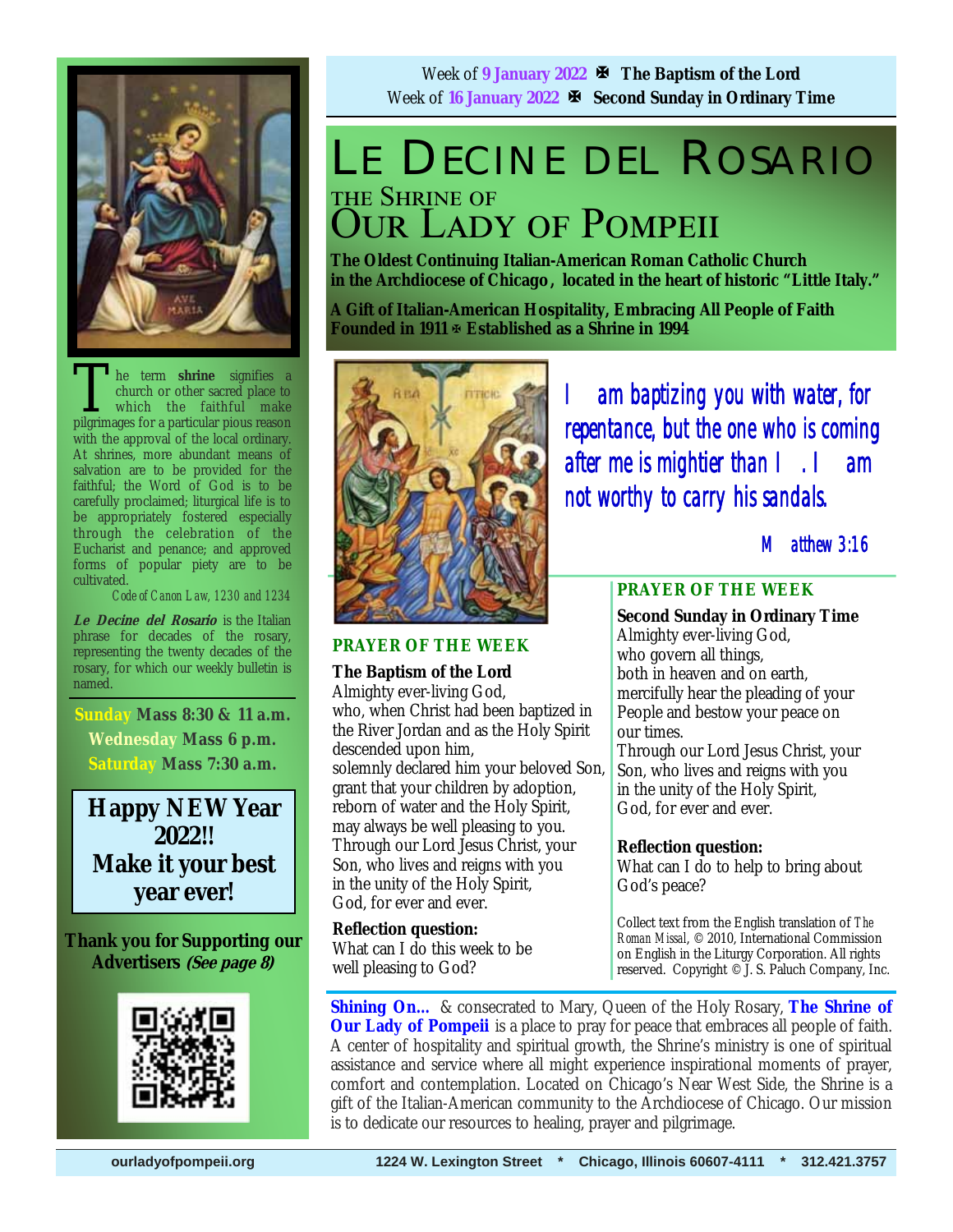Week of **9 January 2022** ✠ **The Baptism of the Lord**
Week of **16 January 2022** ✠ **Second Sunday in Ordinary Time**

# LE DECINE DEL ROSARIO

## THE SHRINE OF OUR LADY OF POMPEII

**The Oldest Continuing Italian-American Roman Catholic Church in the Archdiocese of Chicago, located in the heart of historic "Little Italy."**

**A Gift of Italian-American Hospitality, Embracing All People of Faith**
**Founded in 1911 ✠ Established as a Shrine in 1994**

The term **shrine** signifies a church or other sacred place to which the faithful make pilgrimages for a particular pious reason with the approval of the local ordinary. At shrines, more abundant means of salvation are to be provided for the faithful; the Word of God is to be carefully proclaimed; liturgical life is to be appropriately fostered especially through the celebration of the Eucharist and penance; and approved forms of popular piety are to be cultivated.

*Code of Canon Law, 1230 and 1234*

***Le Decine del Rosario*** is the Italian phrase for decades of the rosary, representing the twenty decades of the rosary, for which our weekly bulletin is named.

**Sunday Mass 8:30 & 11 a.m.**
**Wednesday Mass 6 p.m.**
**Saturday Mass 7:30 a.m.**

**Happy NEW Year 2022!!**
**Make it your best year ever!**

**Thank you for Supporting our Advertisers *(See page 8)***

*I am baptizing you with water, for repentance, but the one who is coming after me is mightier than I. I am not worthy to carry his sandals.*

*Matthew 3:16*

### PRAYER OF THE WEEK

**The Baptism of the Lord**

Almighty ever-living God,
who, when Christ had been baptized in the River Jordan and as the Holy Spirit descended upon him,
solemnly declared him your beloved Son,
grant that your children by adoption,
reborn of water and the Holy Spirit,
may always be well pleasing to you.
Through our Lord Jesus Christ, your Son, who lives and reigns with you
in the unity of the Holy Spirit,
God, for ever and ever.

**Reflection question:**
What can I do this week to be well pleasing to God?

### PRAYER OF THE WEEK

**Second Sunday in Ordinary Time**

Almighty ever-living God,
who govern all things,
both in heaven and on earth,
mercifully hear the pleading of your People and bestow your peace on our times.
Through our Lord Jesus Christ, your Son, who lives and reigns with you
in the unity of the Holy Spirit,
God, for ever and ever.

**Reflection question:**
What can I do to help to bring about God's peace?

Collect text from the English translation of *The Roman Missal*, © 2010, International Commission on English in the Liturgy Corporation. All rights reserved. Copyright © J. S. Paluch Company, Inc.

**Shining On…** & consecrated to Mary, Queen of the Holy Rosary, **The Shrine of Our Lady of Pompeii** is a place to pray for peace that embraces all people of faith. A center of hospitality and spiritual growth, the Shrine's ministry is one of spiritual assistance and service where all might experience inspirational moments of prayer, comfort and contemplation. Located on Chicago's Near West Side, the Shrine is a gift of the Italian-American community to the Archdiocese of Chicago. Our mission is to dedicate our resources to healing, prayer and pilgrimage.

ourladyofpompeii.org 1224 W. Lexington Street * Chicago, Illinois 60607-4111 * 312.421.3757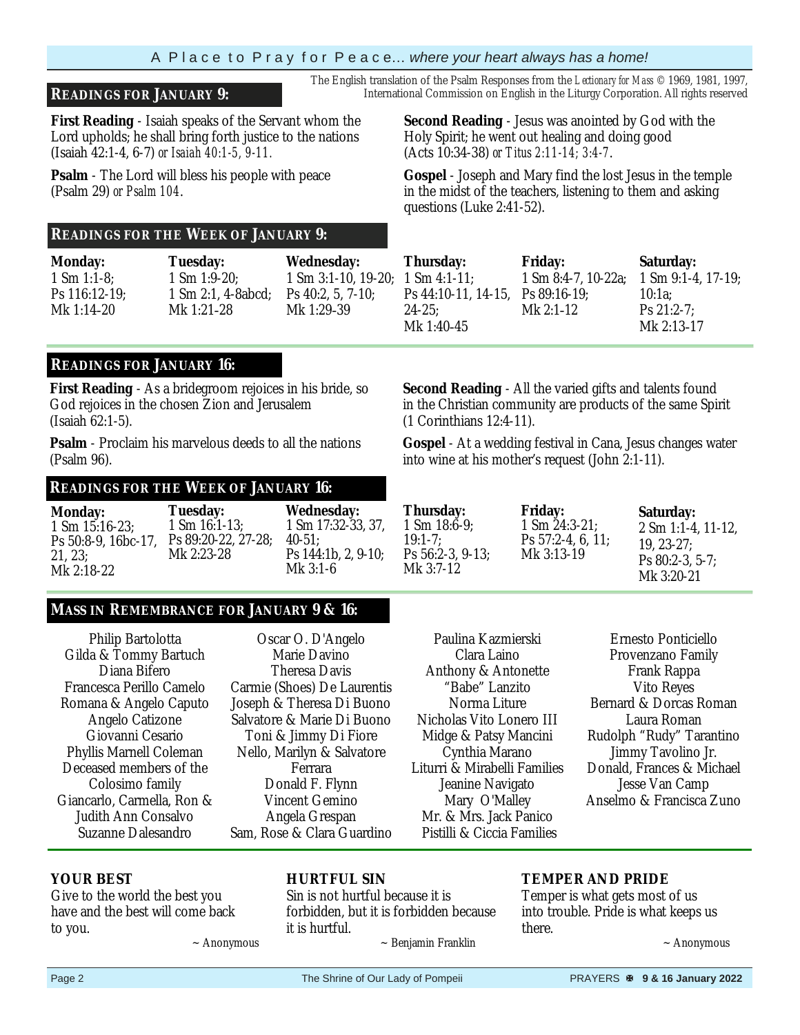## READINGS FOR JANUARY 9:

The English translation of the Psalm Responses from the *Lectionary for Mass* © 1969, 1981, 1997, International Commission on English in the Liturgy Corporation. All rights reserved

**First Reading** - Isaiah speaks of the Servant whom the Lord upholds; he shall bring forth justice to the nations (Isaiah 42:1-4, 6-7) *or Isaiah 40:1-5, 9-11.*

**Psalm** - The Lord will bless his people with peace (Psalm 29) *or Psalm 104*.

**Second Reading** - Jesus was anointed by God with the Holy Spirit; he went out healing and doing good (Acts 10:34-38) *or Titus 2:11-14; 3:4-7*.

**Gospel** - Joseph and Mary find the lost Jesus in the temple in the midst of the teachers, listening to them and asking questions (Luke 2:41-52).

## READINGS FOR THE WEEK OF JANUARY 9:

| Monday: | Tuesday: | Wednesday: | Thursday: | Friday: | Saturday: |
|---|---|---|---|---|---|
| 1 Sm 1:1-8; Ps 116:12-19; Mk 1:14-20 | 1 Sm 1:9-20; 1 Sm 2:1, 4-8abcd; Mk 1:21-28 | 1 Sm 3:1-10, 19-20; Ps 40:2, 5, 7-10; Mk 1:29-39 | 1 Sm 4:1-11; Ps 44:10-11, 14-15, 24-25; Mk 1:40-45 | 1 Sm 8:4-7, 10-22a; Ps 89:16-19; Mk 2:1-12 | 1 Sm 9:1-4, 17-19; 10:1a; Ps 21:2-7; Mk 2:13-17 |

## READINGS FOR JANUARY 16:

**First Reading** - As a bridegroom rejoices in his bride, so God rejoices in the chosen Zion and Jerusalem (Isaiah 62:1-5).

**Psalm** - Proclaim his marvelous deeds to all the nations (Psalm 96).

**Second Reading** - All the varied gifts and talents found in the Christian community are products of the same Spirit (1 Corinthians 12:4-11).

**Gospel** - At a wedding festival in Cana, Jesus changes water into wine at his mother's request (John 2:1-11).

## READINGS FOR THE WEEK OF JANUARY 16:

| Monday: | Tuesday: | Wednesday: | Thursday: | Friday: | Saturday: |
|---|---|---|---|---|---|
| 1 Sm 15:16-23; Ps 50:8-9, 16bc-17, 21, 23; Mk 2:18-22 | 1 Sm 16:1-13; Ps 89:20-22, 27-28; Mk 2:23-28 | 1 Sm 17:32-33, 37, 40-51; Ps 144:1b, 2, 9-10; Mk 3:1-6 | 1 Sm 18:6-9; 19:1-7; Ps 56:2-3, 9-13; Mk 3:7-12 | 1 Sm 24:3-21; Ps 57:2-4, 6, 11; Mk 3:13-19 | 2 Sm 1:1-4, 11-12, 19, 23-27; Ps 80:2-3, 5-7; Mk 3:20-21 |

## MASS IN REMEMBRANCE FOR JANUARY 9 & 16:

Philip Bartolotta
Gilda & Tommy Bartuch
Diana Bifero
Francesca Perillo Camelo
Romana & Angelo Caputo
Angelo Catizone
Giovanni Cesario
Phyllis Marnell Coleman
Deceased members of the Colosimo family
Giancarlo, Carmella, Ron & Judith Ann Consalvo
Suzanne Dalesandro

Oscar O. D'Angelo
Marie Davino
Theresa Davis
Carmie (Shoes) De Laurentis
Joseph & Theresa Di Buono
Salvatore & Marie Di Buono
Toni & Jimmy Di Fiore
Nello, Marilyn & Salvatore Ferrara
Donald F. Flynn
Vincent Gemino
Angela Grespan
Sam, Rose & Clara Guardino

Paulina Kazmierski
Clara Laino
Anthony & Antonette "Babe" Lanzito
Norma Liture
Nicholas Vito Lonero III
Midge & Patsy Mancini
Cynthia Marano
Liturri & Mirabelli Families
Jeanine Navigato
Mary O'Malley
Mr. & Mrs. Jack Panico
Pistilli & Ciccia Families

Ernesto Ponticiello
Provenzano Family
Frank Rappa
Vito Reyes
Bernard & Dorcas Roman
Laura Roman
Rudolph "Rudy" Tarantino
Jimmy Tavolino Jr.
Donald, Frances & Michael
Jesse Van Camp
Anselmo & Francisca Zuno

### YOUR BEST

Give to the world the best you have and the best will come back to you.

~ Anonymous

### HURTFUL SIN

Sin is not hurtful because it is forbidden, but it is forbidden because it is hurtful.

~ Benjamin Franklin

### TEMPER AND PRIDE

Temper is what gets most of us into trouble. Pride is what keeps us there.

~ Anonymous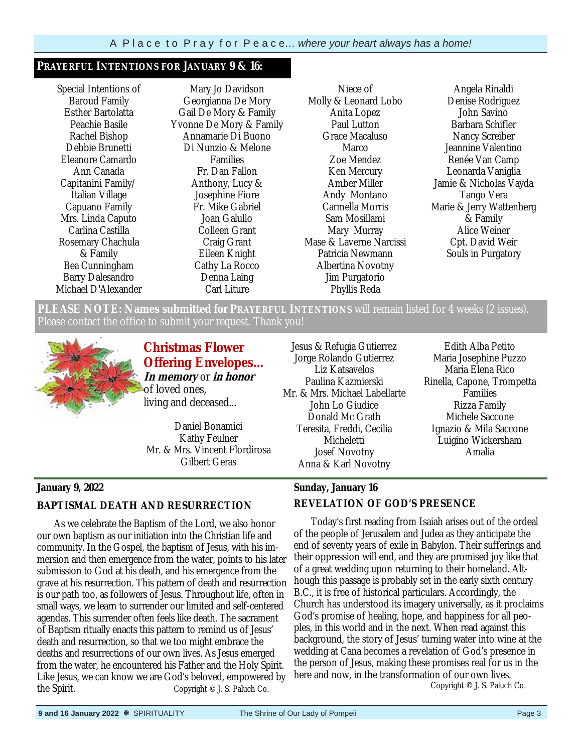A Place to Pray for Peace... *where your heart always has a home!*

## PRAYERFUL INTENTIONS FOR JANUARY 9 & 16:

Special Intentions of Baroud Family
Esther Bartolatta
Peachie Basile
Rachel Bishop
Debbie Brunetti
Eleanore Camardo
Ann Canada
Capitanini Family/ Italian Village
Capuano Family
Mrs. Linda Caputo
Carlina Castilla
Rosemary Chachula & Family
Bea Cunningham
Barry Dalesandro
Michael D'Alexander
Mary Jo Davidson
Georgianna De Mory
Gail De Mory & Family
Yvonne De Mory & Family
Annamarie Di Buono
Di Nunzio & Melone Families
Fr. Dan Fallon
Anthony, Lucy & Josephine Fiore
Fr. Mike Gabriel
Joan Galullo
Colleen Grant
Craig Grant
Eileen Knight
Cathy La Rocco
Denna Laing
Carl Liture
Niece of Molly & Leonard Lobo
Anita Lopez
Paul Lutton
Grace Macaluso
Marco
Zoe Mendez
Ken Mercury
Amber Miller
Andy Montano
Carmella Morris
Sam Mosillami
Mary Murray
Mase & Laverne Narcissi
Patricia Newmann
Albertina Novotny
Jim Purgatorio
Phyllis Reda
Angela Rinaldi
Denise Rodriguez
John Savino
Barbara Schifler
Nancy Screiber
Jeannine Valentino
Renée Van Camp
Leonarda Vaniglia
Jamie & Nicholas Vayda
Tango Vera
Marie & Jerry Wattenberg & Family
Alice Weiner
Cpt. David Weir
Souls in Purgatory

**PLEASE NOTE: Names submitted for PRAYERFUL INTENTIONS** will remain listed for 4 weeks (2 issues). Please contact the office to submit your request. Thank you!

## Christmas Flower Offering Envelopes...

***In memory*** or ***in honor*** of loved ones, living and deceased...

Daniel Bonamici
Kathy Feulner
Mr. & Mrs. Vincent Flordirosa
Gilbert Geras
Jesus & Refugia Gutierrez
Jorge Rolando Gutierrez
Liz Katsavelos
Paulina Kazmierski
Mr. & Mrs. Michael Labellarte
John Lo Giudice
Donald Mc Grath
Teresita, Freddi, Cecilia Micheletti
Josef Novotny
Anna & Karl Novotny
Edith Alba Petito
Maria Josephine Puzzo
Maria Elena Rico
Rinella, Capone, Trompetta Families
Rizza Family
Michele Saccone
Ignazio & Mila Saccone
Luigino Wickersham
Amalia

**January 9, 2022**

### BAPTISMAL DEATH AND RESURRECTION

As we celebrate the Baptism of the Lord, we also honor our own baptism as our initiation into the Christian life and community. In the Gospel, the baptism of Jesus, with his immersion and then emergence from the water, points to his later submission to God at his death, and his emergence from the grave at his resurrection. This pattern of death and resurrection is our path too, as followers of Jesus. Throughout life, often in small ways, we learn to surrender our limited and self-centered agendas. This surrender often feels like death. The sacrament of Baptism ritually enacts this pattern to remind us of Jesus' death and resurrection, so that we too might embrace the deaths and resurrections of our own lives. As Jesus emerged from the water, he encountered his Father and the Holy Spirit. Like Jesus, we can know we are God's beloved, empowered by the Spirit.

Copyright © J. S. Paluch Co.

**Sunday, January 16**

### REVELATION OF GOD'S PRESENCE

Today's first reading from Isaiah arises out of the ordeal of the people of Jerusalem and Judea as they anticipate the end of seventy years of exile in Babylon. Their sufferings and their oppression will end, and they are promised joy like that of a great wedding upon returning to their homeland. Although this passage is probably set in the early sixth century B.C., it is free of historical particulars. Accordingly, the Church has understood its imagery universally, as it proclaims God's promise of healing, hope, and happiness for all peoples, in this world and in the next. When read against this background, the story of Jesus' turning water into wine at the wedding at Cana becomes a revelation of God's presence in the person of Jesus, making these promises real for us in the here and now, in the transformation of our own lives.

Copyright © J. S. Paluch Co.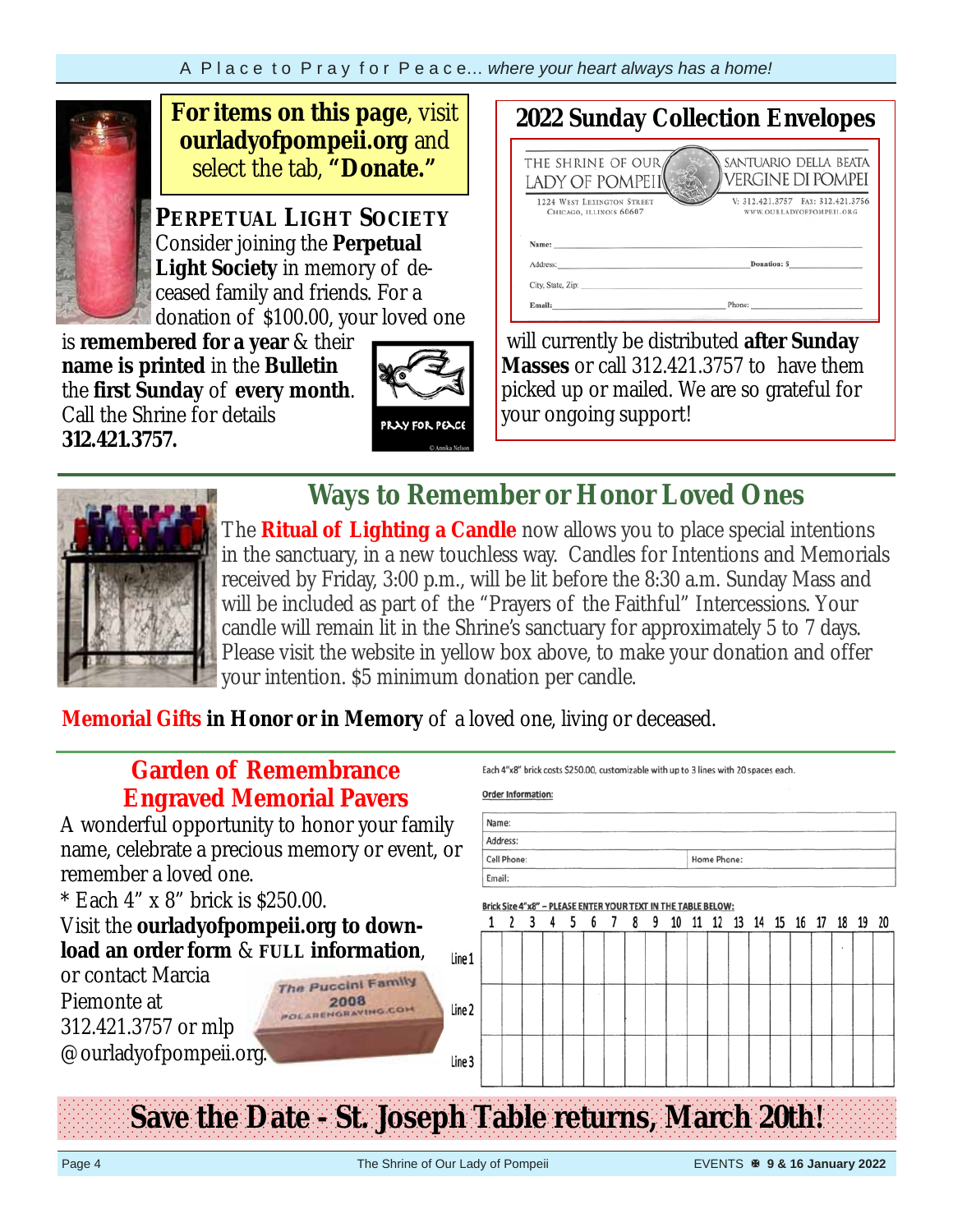**For items on this page**, visit **ourladyofpompeii.org** and select the tab, **"Donate."**

## PERPETUAL LIGHT SOCIETY

Consider joining the **Perpetual Light Society** in memory of deceased family and friends. For a donation of $100.00, your loved one is **remembered for a year** & their **name is printed** in the **Bulletin** the **first Sunday** of **every month**. Call the Shrine for details **312.421.3757.**

PRAY FOR PEACE

© Annika Nelson

## 2022 Sunday Collection Envelopes

THE SHRINE OF OUR LADY OF POMPEII — SANTUARIO DELLA BEATA VERGINE DI POMPEI

1224 West Lexington Street, Chicago, Illinois 60607 — V: 312.421.3757 Fax: 312.421.3756 — www.ourladyofpompeii.org

Name: ____
Address: ____ Donation: $____
City, State, Zip: ____
Email: ____ Phone: ____

will currently be distributed **after Sunday Masses** or call 312.421.3757 to have them picked up or mailed. We are so grateful for your ongoing support!

## Ways to Remember or Honor Loved Ones

The **Ritual of Lighting a Candle** now allows you to place special intentions in the sanctuary, in a new touchless way. Candles for Intentions and Memorials received by Friday, 3:00 p.m., will be lit before the 8:30 a.m. Sunday Mass and will be included as part of the "Prayers of the Faithful" Intercessions. Your candle will remain lit in the Shrine's sanctuary for approximately 5 to 7 days. Please visit the website in yellow box above, to make your donation and offer your intention. $5 minimum donation per candle.

**Memorial Gifts in Honor or in Memory** of a loved one, living or deceased.

## Garden of Remembrance Engraved Memorial Pavers

A wonderful opportunity to honor your family name, celebrate a precious memory or event, or remember a loved one.

* Each 4" x 8" brick is $250.00.

Visit the **ourladyofpompeii.org to download an order form** & **FULL information**, or contact Marcia Piemonte at 312.421.3757 or mlp@ourladyofpompeii.org.

The Puccini Family 2008 POLARENGRAVING.COM

Each 4"x8" brick costs $250.00, customizable with up to 3 lines with 20 spaces each.

**Order Information:**

Name:
Address:
Cell Phone: Home Phone:
Email:

**Brick Size 4"x8" – PLEASE ENTER YOUR TEXT IN THE TABLE BELOW:**

| | 1 | 2 | 3 | 4 | 5 | 6 | 7 | 8 | 9 | 10 | 11 | 12 | 13 | 14 | 15 | 16 | 17 | 18 | 19 | 20 |
|---|---|---|---|---|---|---|---|---|---|---|---|---|---|---|---|---|---|---|---|---|
| Line 1 | | | | | | | | | | | | | | | | | | | | |
| Line 2 | | | | | | | | | | | | | | | | | | | | |
| Line 3 | | | | | | | | | | | | | | | | | | | | |

## Save the Date - St. Joseph Table returns, March 20th!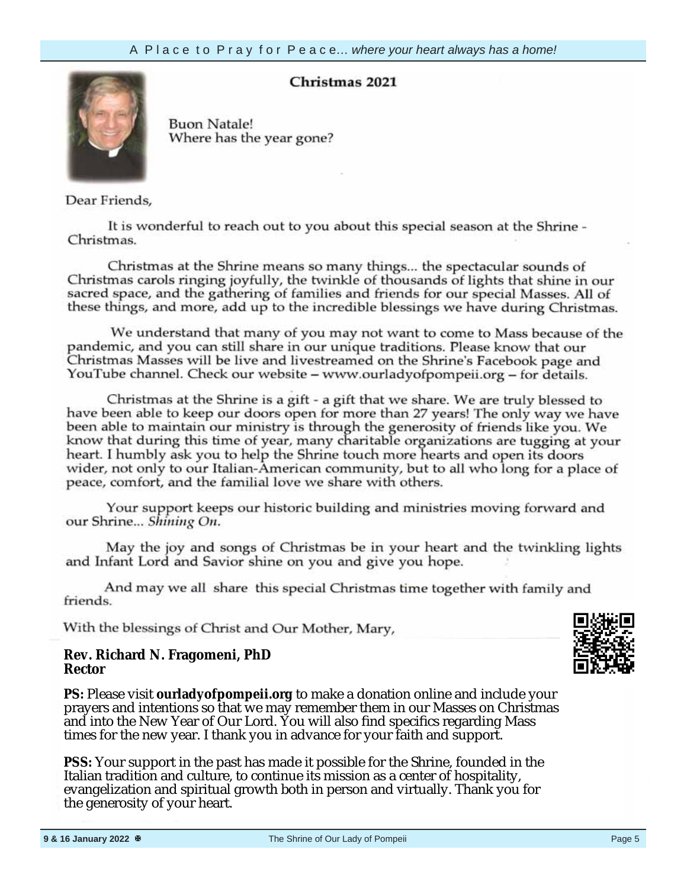## Christmas 2021

Buon Natale!
Where has the year gone?

Dear Friends,

It is wonderful to reach out to you about this special season at the Shrine - Christmas.

Christmas at the Shrine means so many things... the spectacular sounds of Christmas carols ringing joyfully, the twinkle of thousands of lights that shine in our sacred space, and the gathering of families and friends for our special Masses. All of these things, and more, add up to the incredible blessings we have during Christmas.

We understand that many of you may not want to come to Mass because of the pandemic, and you can still share in our unique traditions. Please know that our Christmas Masses will be live and livestreamed on the Shrine's Facebook page and YouTube channel. Check our website – www.ourladyofpompeii.org – for details.

Christmas at the Shrine is a gift - a gift that we share. We are truly blessed to have been able to keep our doors open for more than 27 years! The only way we have been able to maintain our ministry is through the generosity of friends like you. We know that during this time of year, many charitable organizations are tugging at your heart. I humbly ask you to help the Shrine touch more hearts and open its doors wider, not only to our Italian-American community, but to all who long for a place of peace, comfort, and the familial love we share with others.

Your support keeps our historic building and ministries moving forward and our Shrine... *Shining On.*

May the joy and songs of Christmas be in your heart and the twinkling lights and Infant Lord and Savior shine on you and give you hope.

And may we all share this special Christmas time together with family and friends.

With the blessings of Christ and Our Mother, Mary,

**Rev. Richard N. Fragomeni, PhD**
**Rector**

**PS:** Please visit **ourladyofpompeii.org** to make a donation online and include your prayers and intentions so that we may remember them in our Masses on Christmas and into the New Year of Our Lord. You will also find specifics regarding Mass times for the new year. I thank you in advance for your faith and support.

**PSS:** Your support in the past has made it possible for the Shrine, founded in the Italian tradition and culture, to continue its mission as a center of hospitality, evangelization and spiritual growth both in person and virtually. Thank you for the generosity of your heart.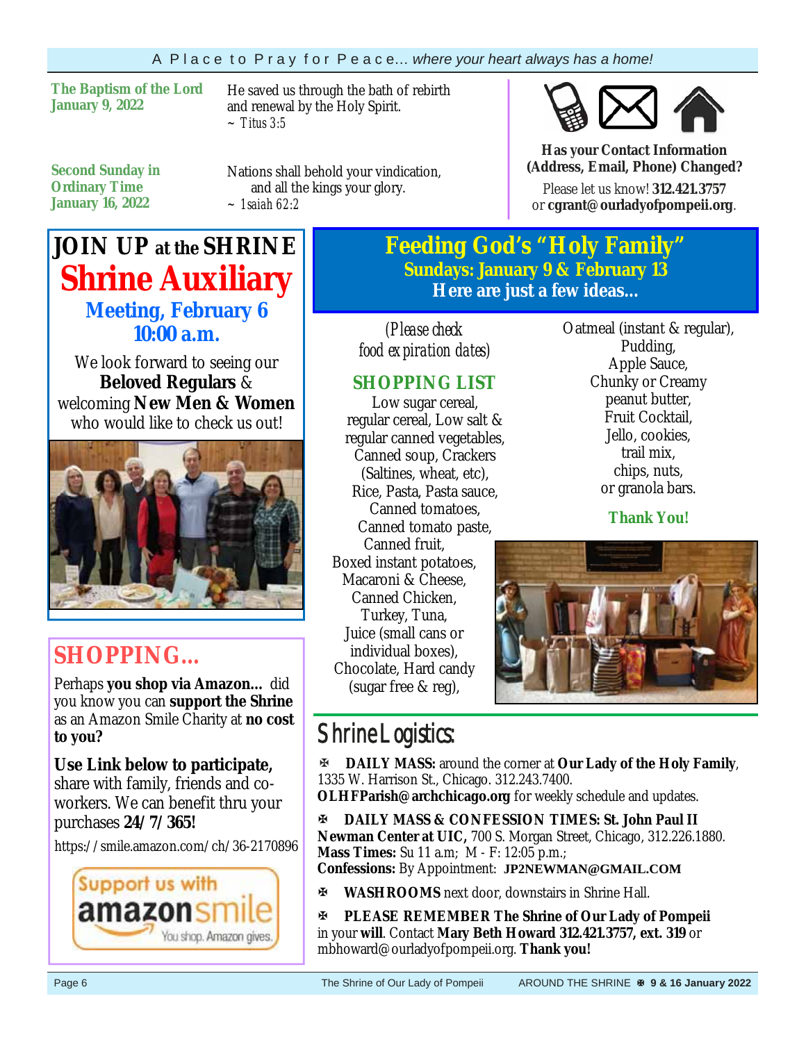**The Baptism of the Lord**
**January 9, 2022**

He saved us through the bath of rebirth and renewal by the Holy Spirit.
~ *Titus 3:5*

**Second Sunday in Ordinary Time**
**January 16, 2022**

Nations shall behold your vindication, and all the kings your glory.
~ *Isaiah 62:2*

**Has your Contact Information (Address, Email, Phone) Changed?**

Please let us know! **312.421.3757** or **cgrant@ourladyofpompeii.org**.

## JOIN UP at the SHRINE
# Shrine Auxiliary
### Meeting, February 6
### 10:00 a.m.

We look forward to seeing our **Beloved Regulars** & welcoming **New Men & Women** who would like to check us out!

## SHOPPING...

Perhaps **you shop via Amazon...** did you know you can **support the Shrine** as an Amazon Smile Charity at **no cost to you?**

**Use Link below to participate,** share with family, friends and co-workers. We can benefit thru your purchases **24/7/365!**

https://smile.amazon.com/ch/36-2170896

Support us with amazonsmile
You shop. Amazon gives.

## Feeding God's "Holy Family"
### Sundays: January 9 & February 13
### Here are just a few ideas...

*(Please check food expiration dates)*

### SHOPPING LIST

Low sugar cereal, regular cereal, Low salt & regular canned vegetables, Canned soup, Crackers (Saltines, wheat, etc), Rice, Pasta, Pasta sauce, Canned tomatoes, Canned tomato paste, Canned fruit, Boxed instant potatoes, Macaroni & Cheese, Canned Chicken, Turkey, Tuna, Juice (small cans or individual boxes), Chocolate, Hard candy (sugar free & reg), Oatmeal (instant & regular), Pudding, Apple Sauce, Chunky or Creamy peanut butter, Fruit Cocktail, Jello, cookies, trail mix, chips, nuts, or granola bars.

**Thank You!**

## Shrine Logistics:

✠ **DAILY MASS:** around the corner at **Our Lady of the Holy Family**, 1335 W. Harrison St., Chicago. 312.243.7400. **OLHFParish@archchicago.org** for weekly schedule and updates.

✠ **DAILY MASS & CONFESSION TIMES: St. John Paul II Newman Center at UIC,** 700 S. Morgan Street, Chicago, 312.226.1880. **Mass Times:** Su 11 a.m; M - F: 12:05 p.m.; **Confessions:** By Appointment: **JP2NEWMAN@GMAIL.COM**

✠ **WASHROOMS** next door, downstairs in Shrine Hall.

✠ **PLEASE REMEMBER The Shrine of Our Lady of Pompeii** in your **will**. Contact **Mary Beth Howard 312.421.3757, ext. 319** or mbhoward@ourladyofpompeii.org. **Thank you!**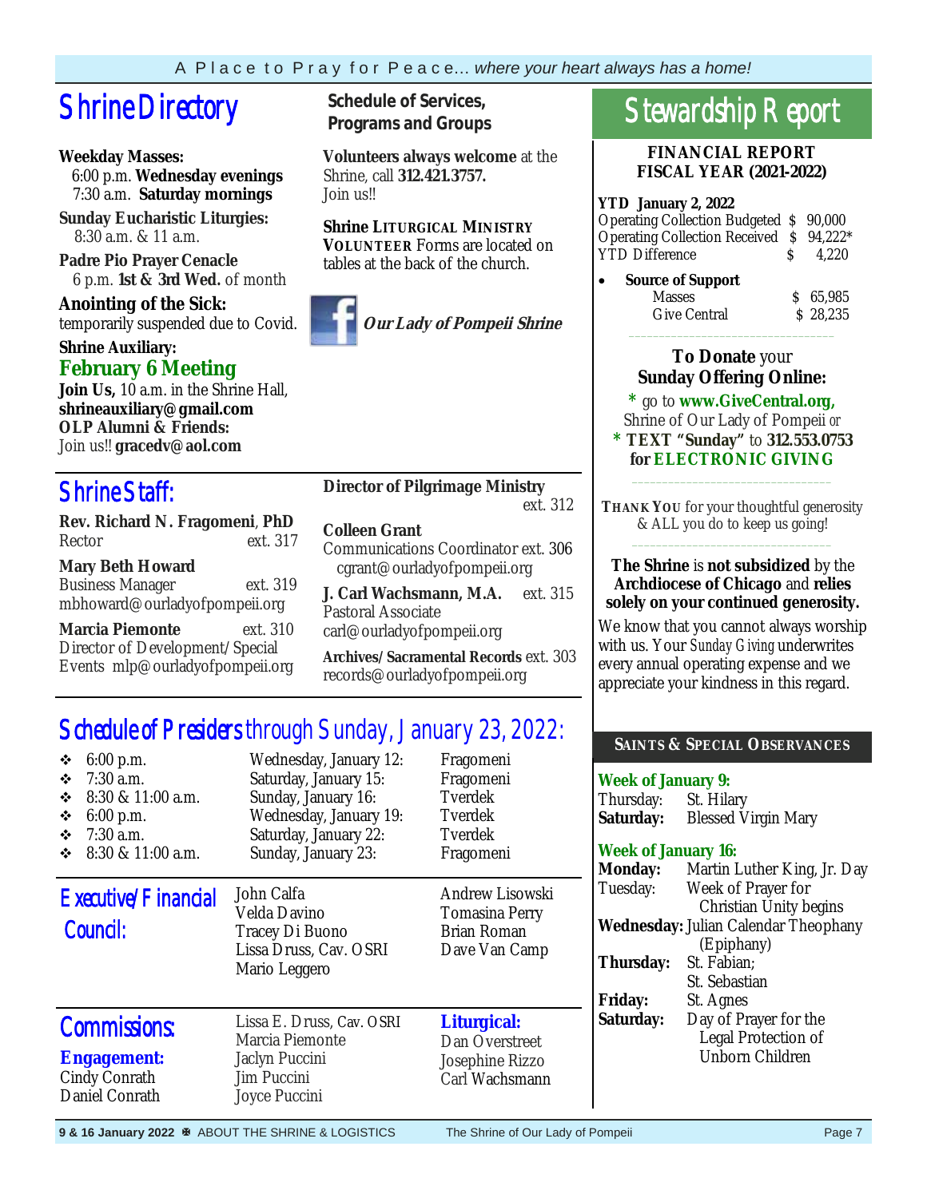## Shrine Directory

**Weekday Masses:**
6:00 p.m. **Wednesday evenings**
7:30 a.m. **Saturday mornings**

**Sunday Eucharistic Liturgies:**
8:30 a.m. & 11 a.m.

**Padre Pio Prayer Cenacle**
6 p.m. **1st & 3rd Wed.** of month

**Anointing of the Sick:**
temporarily suspended due to Covid.

**Shrine Auxiliary:**
**February 6 Meeting**
**Join Us,** 10 a.m. in the Shrine Hall,
**shrineauxiliary@gmail.com**
**OLP Alumni & Friends:**
Join us!! **gracedv@aol.com**

### Schedule of Services, Programs and Groups

**Volunteers always welcome** at the Shrine, call **312.421.3757.** Join us!!

**Shrine LITURGICAL MINISTRY VOLUNTEER** Forms are located on tables at the back of the church.

***Our Lady of Pompeii Shrine***

## Shrine Staff:

**Rev. Richard N. Fragomeni**, PhD
Rector ext. 317

**Mary Beth Howard**
Business Manager ext. 319
mbhoward@ourladyofpompeii.org

**Marcia Piemonte** ext. 310
Director of Development/Special Events mlp@ourladyofpompeii.org

**Director of Pilgrimage Ministry**
ext. 312

**Colleen Grant**
Communications Coordinator ext. 306
cgrant@ourladyofpompeii.org

**J. Carl Wachsmann, M.A.** ext. 315
Pastoral Associate
carl@ourladyofpompeii.org

**Archives/Sacramental Records** ext. 303
records@ourladyofpompeii.org

## Schedule of Presiders through Sunday, January 23, 2022:

- 6:00 p.m. — Wednesday, January 12: — Fragomeni
- 7:30 a.m. — Saturday, January 15: — Fragomeni
- 8:30 & 11:00 a.m. — Sunday, January 16: — Tverdek
- 6:00 p.m. — Wednesday, January 19: — Tverdek
- 7:30 a.m. — Saturday, January 22: — Tverdek
- 8:30 & 11:00 a.m. — Sunday, January 23: — Fragomeni

## Executive/Financial Council:

John Calfa
Velda Davino
Tracey Di Buono
Lissa Druss, Cav. OSRI
Mario Leggero
Andrew Lisowski
Tomasina Perry
Brian Roman
Dave Van Camp

## Commissions:

**Engagement:**
Cindy Conrath
Daniel Conrath
Lissa E. Druss, Cav. OSRI
Marcia Piemonte
Jaclyn Puccini
Jim Puccini
Joyce Puccini

**Liturgical:**
Dan Overstreet
Josephine Rizzo
Carl Wachsmann

## Stewardship Report

**FINANCIAL REPORT**
**FISCAL YEAR (2021-2022)**

**YTD January 2, 2022**

| | |
|---|---|
| Operating Collection Budgeted | $ 90,000 |
| Operating Collection Received | $ 94,222* |
| YTD Difference | $ 4,220 |

- **Source of Support**

| | |
|---|---|
| Masses | $ 65,985 |
| Give Central | $ 28,235 |

**To Donate** your **Sunday Offering Online:**
\* go to **www.GiveCentral.org,** Shrine of Our Lady of Pompeii *or*
\* **TEXT "Sunday"** to **312.553.0753 for ELECTRONIC GIVING**

**THANK YOU** for your thoughtful generosity & ALL you do to keep us going!

**The Shrine** is **not subsidized** by the **Archdiocese of Chicago** and **relies solely on your continued generosity.**

We know that you cannot always worship with us. Your *Sunday Giving* underwrites every annual operating expense and we appreciate your kindness in this regard.

### SAINTS & SPECIAL OBSERVANCES

**Week of January 9:**
Thursday: St. Hilary
**Saturday:** Blessed Virgin Mary

**Week of January 16:**
**Monday:** Martin Luther King, Jr. Day
Tuesday: Week of Prayer for Christian Unity begins
**Wednesday:** Julian Calendar Theophany (Epiphany)
**Thursday:** St. Fabian; St. Sebastian
**Friday:** St. Agnes
**Saturday:** Day of Prayer for the Legal Protection of Unborn Children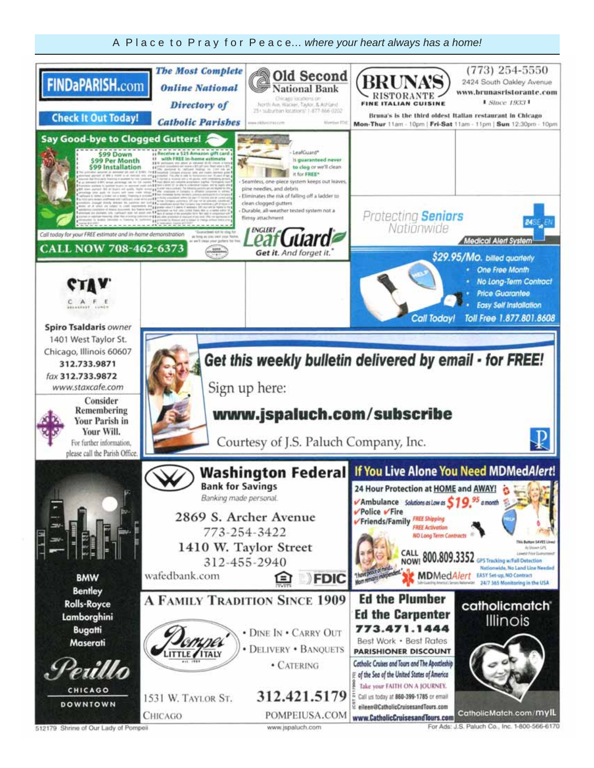A Place to Pray for Peace... *where your heart always has a home!*

**FINDaPARISH.com**

**Check It Out Today!**

*The Most Complete Online National Directory of Catholic Parishes*

**Old Second National Bank**

Chicago locations on North Ave, Wacker, Taylor, & Ashland
25+ suburban locations! 1-877-866-0202

www.oldsecond.com Member FDIC

**BRUNA'S RISTORANTE**
FINE ITALIAN CUISINE

(773) 254-5550
2424 South Oakley Avenue
www.brunasristorante.com
Since 1933

Bruna's is the third oldest Italian restaurant in Chicago
**Mon-Thur** 11am - 10pm | **Fri-Sat** 11am - 11pm | **Sun** 12:30pm - 10pm

**Say Good-bye to Clogged Gutters!**

$99 Down
$99 Per Month
$99 Installation

Receive a $25 Amazon gift card with FREE in-home estimate

Call today for your FREE estimate and in-home demonstration

**CALL NOW 708-462-6373**

- LeafGuard® is guaranteed never to clog or we'll clean it for FREE*
- Seamless, one-piece system keeps out leaves, pine needles, and debris
- Eliminates the risk of falling off a ladder to clean clogged gutters
- Durable, all-weather tested system not a flimsy attachment

ENGLERT LeafGuard® *Get it. And forget it.*

Protecting **Seniors** Nationwide

24SEVEN Medical Alert System

*$29.95/Mo. billed quarterly*

- One Free Month
- No Long-Term Contract
- Price Guarantee
- Easy Self Installation

Call Today! Toll Free 1.877.801.8608

**STAX CAFE**
BREAKFAST LUNCH

**Spiro Tsaldaris** *owner*
1401 West Taylor St.
Chicago, Illinois 60607
**312.733.9871**
*fax* **312.733.9872**
*www.staxcafe.com*

**Consider Remembering Your Parish in Your Will.**
For further information, please call the Parish Office.

***Get this weekly bulletin delivered by email - for FREE!***

Sign up here:

**www.jspaluch.com/subscribe**

Courtesy of J.S. Paluch Company, Inc.

**BMW**
**Bentley**
**Rolls-Royce**
**Lamborghini**
**Bugatti**
**Maserati**

*Perillo*
CHICAGO
DOWNTOWN

**Washington Federal**
**Bank for Savings**
*Banking made personal.*

2869 S. Archer Avenue
773-254-3422
1410 W. Taylor Street
312-455-2940
wafedbank.com

FDIC

**If You Live Alone You Need MDMedAlert!**

**24 Hour Protection at HOME and AWAY!**

✓Ambulance Solutions as Low as **$19.95** a month
✓Police ✓Fire
✓Friends/Family FREE Shipping FREE Activation NO Long Term Contracts

CALL NOW! **800.809.3352**

GPS Tracking w/Fall Detection
Nationwide, No Land Line Needed
EASY Set-up, NO Contract
24/7 365 Monitoring in the USA

"I have peace of mind... Mom remains independent."

**MDMedAlert**

**A Family Tradition Since 1909**

**Pompei** LITTLE ITALY est. 1909

- Dine In • Carry Out
- Delivery • Banquets
- Catering

1531 W. Taylor St.
Chicago

**312.421.5179**
POMPEIUSA.COM

**Ed the Plumber**
**Ed the Carpenter**
**773.471.1444**
Best Work • Best Rates
**PARISHIONER DISCOUNT**

*Catholic Cruises and Tours and The Apostleship of the Sea of the United States of America*

Take your FAITH ON A JOURNEY.
Call us today at 860-399-1785 or email eileen@CatholicCruisesandTours.com
**www.CatholicCruisesandTours.com**

**catholicmatch® Illinois**

CatholicMatch.com/myIL

512179 Shrine of Our Lady of Pompeii

www.jspaluch.com

For Ads: J.S. Paluch Co., Inc. 1-800-566-6170